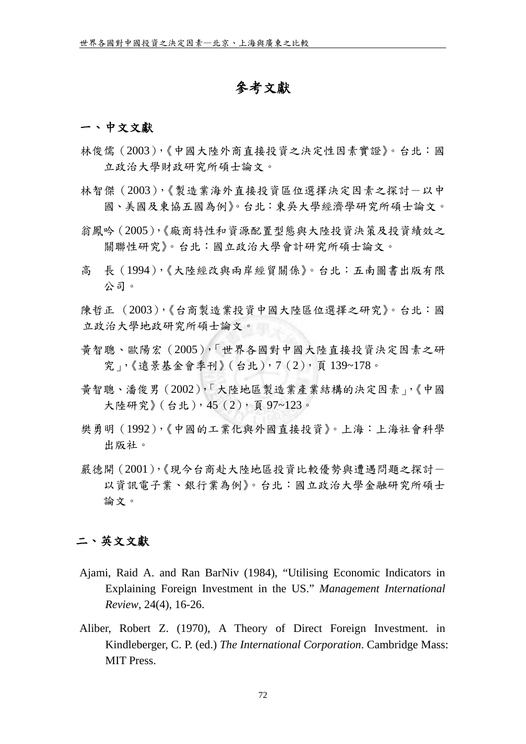# 參考文獻

## 一、中文文獻

林俊儒（2003），《中國大陸外商直接投資之決定性因素實證》。台北：國立政治大學財政研究所碩士論文。

林智傑（2003），《製造業海外直接投資區位選擇決定因素之探討－以中國、美國及東協五國為例》。台北：東吳大學經濟學研究所碩士論文。

翁鳳吟（2005），《廠商特性和資源配置型態與大陸投資決策及投資績效之關聯性研究》。台北：國立政治大學會計研究所碩士論文。

高　長（1994），《大陸經改與兩岸經貿關係》。台北：五南圖書出版有限公司。

陳哲正（2003），《台商製造業投資中國大陸區位選擇之研究》。台北：國立政治大學地政研究所碩士論文。

黃智聰、歐陽宏（2005），「世界各國對中國大陸直接投資決定因素之研究」，《遠景基金會季刊》（台北），7（2），頁 139~178。

黃智聰、潘俊男（2002），「大陸地區製造業產業結構的決定因素」，《中國大陸研究》（台北），45（2），頁 97~123。

樊勇明（1992），《中國的工業化與外國直接投資》。上海：上海社會科學出版社。

嚴德開（2001），《現今台商赴大陸地區投資比較優勢與遭遇問題之探討－以資訊電子業、銀行業為例》。台北：國立政治大學金融研究所碩士論文。

## 二、英文文獻

Ajami, Raid A. and Ran BarNiv (1984), "Utilising Economic Indicators in Explaining Foreign Investment in the US." *Management International Review*, 24(4), 16-26.

Aliber, Robert Z. (1970), A Theory of Direct Foreign Investment. in Kindleberger, C. P. (ed.) *The International Corporation*. Cambridge Mass: MIT Press.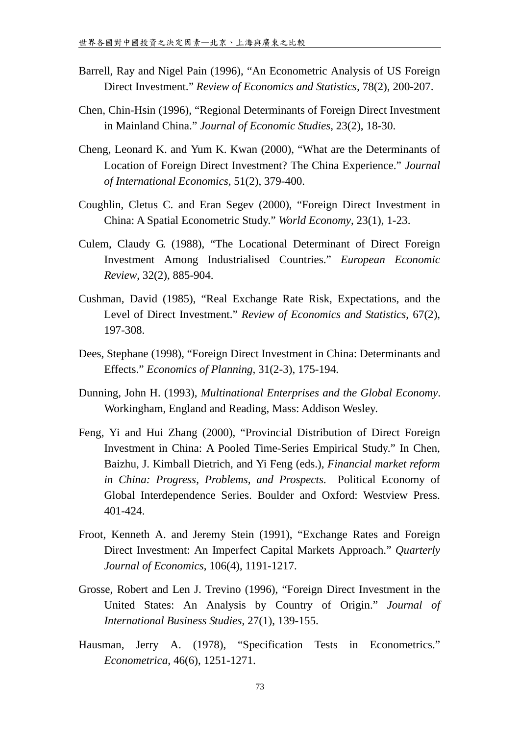Barrell, Ray and Nigel Pain (1996), “An Econometric Analysis of US Foreign Direct Investment.” *Review of Economics and Statistics*, 78(2), 200-207.

Chen, Chin-Hsin (1996), “Regional Determinants of Foreign Direct Investment in Mainland China.” *Journal of Economic Studies*, 23(2), 18-30.

Cheng, Leonard K. and Yum K. Kwan (2000), “What are the Determinants of Location of Foreign Direct Investment? The China Experience.” *Journal of International Economics*, 51(2), 379-400.

Coughlin, Cletus C. and Eran Segev (2000), “Foreign Direct Investment in China: A Spatial Econometric Study.” *World Economy*, 23(1), 1-23.

Culem, Claudy G. (1988), “The Locational Determinant of Direct Foreign Investment Among Industrialised Countries.” *European Economic Review*, 32(2), 885-904.

Cushman, David (1985), “Real Exchange Rate Risk, Expectations, and the Level of Direct Investment.” *Review of Economics and Statistics*, 67(2), 197-308.

Dees, Stephane (1998), “Foreign Direct Investment in China: Determinants and Effects.” *Economics of Planning*, 31(2-3), 175-194.

Dunning, John H. (1993), *Multinational Enterprises and the Global Economy*. Workingham, England and Reading, Mass: Addison Wesley.

Feng, Yi and Hui Zhang (2000), “Provincial Distribution of Direct Foreign Investment in China: A Pooled Time-Series Empirical Study.” In Chen, Baizhu, J. Kimball Dietrich, and Yi Feng (eds.), *Financial market reform in China: Progress, Problems, and Prospects*. Political Economy of Global Interdependence Series. Boulder and Oxford: Westview Press. 401-424.

Froot, Kenneth A. and Jeremy Stein (1991), “Exchange Rates and Foreign Direct Investment: An Imperfect Capital Markets Approach.” *Quarterly Journal of Economics*, 106(4), 1191-1217.

Grosse, Robert and Len J. Trevino (1996), “Foreign Direct Investment in the United States: An Analysis by Country of Origin.” *Journal of International Business Studies*, 27(1), 139-155.

Hausman, Jerry A. (1978), “Specification Tests in Econometrics.” *Econometrica*, 46(6), 1251-1271.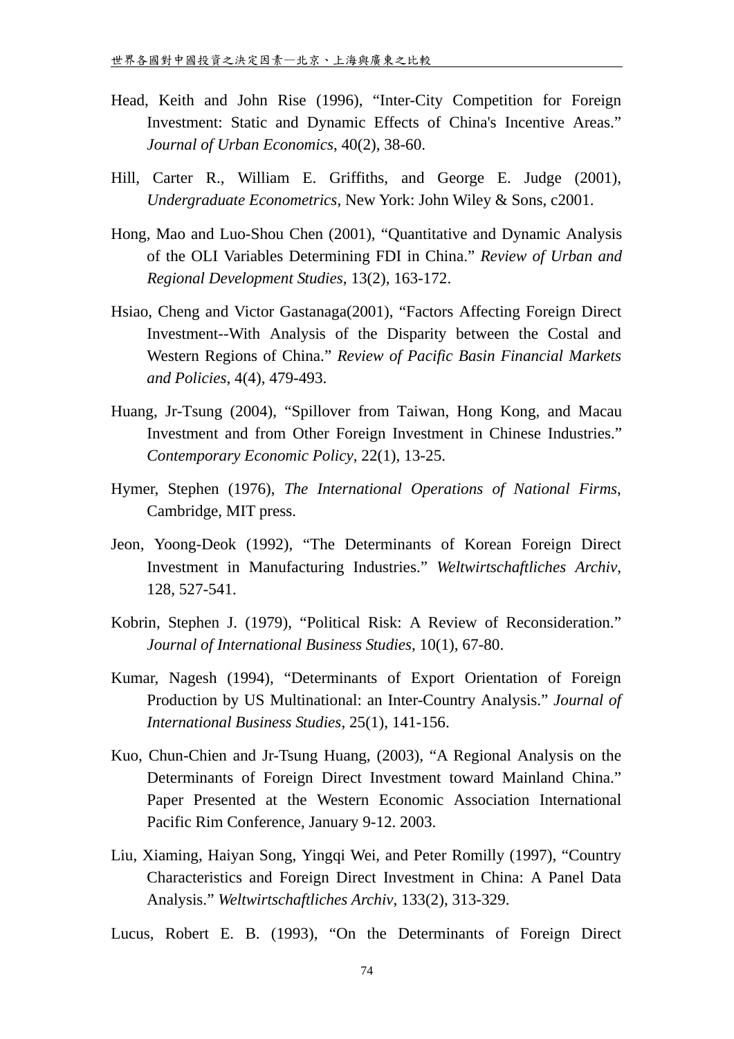Head, Keith and John Rise (1996), "Inter-City Competition for Foreign Investment: Static and Dynamic Effects of China's Incentive Areas." *Journal of Urban Economics*, 40(2), 38-60.

Hill, Carter R., William E. Griffiths, and George E. Judge (2001), *Undergraduate Econometrics*, New York: John Wiley & Sons, c2001.

Hong, Mao and Luo-Shou Chen (2001), "Quantitative and Dynamic Analysis of the OLI Variables Determining FDI in China." *Review of Urban and Regional Development Studies*, 13(2), 163-172.

Hsiao, Cheng and Victor Gastanaga(2001), "Factors Affecting Foreign Direct Investment--With Analysis of the Disparity between the Costal and Western Regions of China." *Review of Pacific Basin Financial Markets and Policies*, 4(4), 479-493.

Huang, Jr-Tsung (2004), "Spillover from Taiwan, Hong Kong, and Macau Investment and from Other Foreign Investment in Chinese Industries." *Contemporary Economic Policy*, 22(1), 13-25.

Hymer, Stephen (1976), *The International Operations of National Firms*, Cambridge, MIT press.

Jeon, Yoong-Deok (1992), "The Determinants of Korean Foreign Direct Investment in Manufacturing Industries." *Weltwirtschaftliches Archiv*, 128, 527-541.

Kobrin, Stephen J. (1979), "Political Risk: A Review of Reconsideration." *Journal of International Business Studies*, 10(1), 67-80.

Kumar, Nagesh (1994), "Determinants of Export Orientation of Foreign Production by US Multinational: an Inter-Country Analysis." *Journal of International Business Studies*, 25(1), 141-156.

Kuo, Chun-Chien and Jr-Tsung Huang, (2003), "A Regional Analysis on the Determinants of Foreign Direct Investment toward Mainland China." Paper Presented at the Western Economic Association International Pacific Rim Conference, January 9-12. 2003.

Liu, Xiaming, Haiyan Song, Yingqi Wei, and Peter Romilly (1997), "Country Characteristics and Foreign Direct Investment in China: A Panel Data Analysis." *Weltwirtschaftliches Archiv*, 133(2), 313-329.

Lucus, Robert E. B. (1993), "On the Determinants of Foreign Direct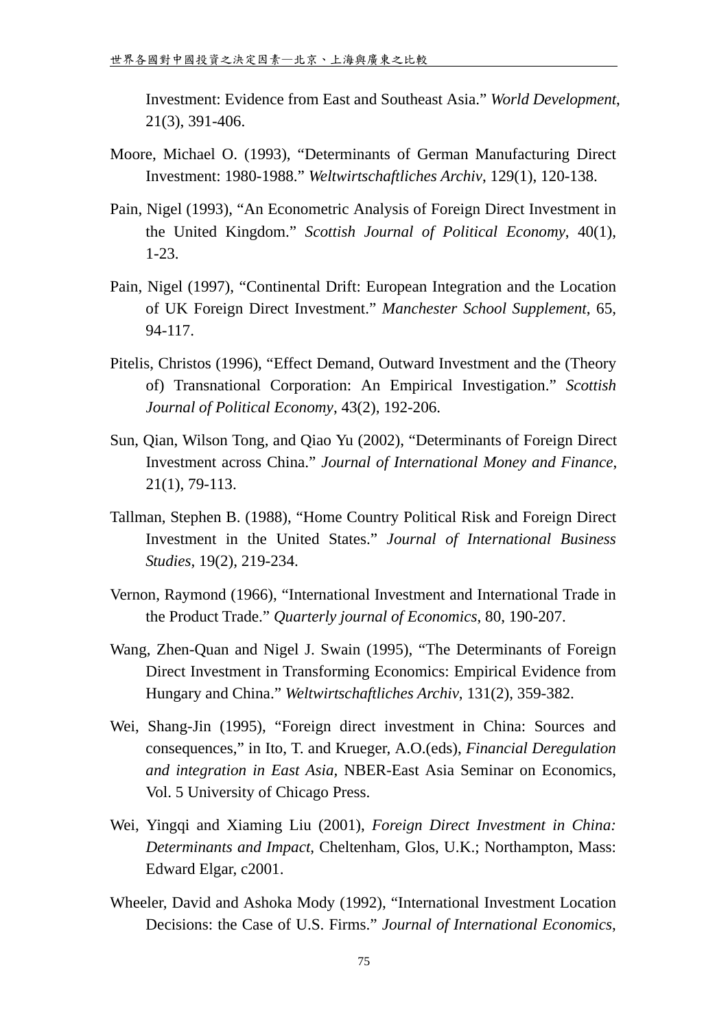Investment: Evidence from East and Southeast Asia." *World Development*, 21(3), 391-406.

Moore, Michael O. (1993), "Determinants of German Manufacturing Direct Investment: 1980-1988." *Weltwirtschaftliches Archiv*, 129(1), 120-138.

Pain, Nigel (1993), "An Econometric Analysis of Foreign Direct Investment in the United Kingdom." *Scottish Journal of Political Economy*, 40(1), 1-23.

Pain, Nigel (1997), "Continental Drift: European Integration and the Location of UK Foreign Direct Investment." *Manchester School Supplement*, 65, 94-117.

Pitelis, Christos (1996), "Effect Demand, Outward Investment and the (Theory of) Transnational Corporation: An Empirical Investigation." *Scottish Journal of Political Economy*, 43(2), 192-206.

Sun, Qian, Wilson Tong, and Qiao Yu (2002), "Determinants of Foreign Direct Investment across China." *Journal of International Money and Finance*, 21(1), 79-113.

Tallman, Stephen B. (1988), "Home Country Political Risk and Foreign Direct Investment in the United States." *Journal of International Business Studies*, 19(2), 219-234.

Vernon, Raymond (1966), "International Investment and International Trade in the Product Trade." *Quarterly journal of Economics*, 80, 190-207.

Wang, Zhen-Quan and Nigel J. Swain (1995), "The Determinants of Foreign Direct Investment in Transforming Economics: Empirical Evidence from Hungary and China." *Weltwirtschaftliches Archiv*, 131(2), 359-382.

Wei, Shang-Jin (1995), "Foreign direct investment in China: Sources and consequences," in Ito, T. and Krueger, A.O.(eds), *Financial Deregulation and integration in East Asia*, NBER-East Asia Seminar on Economics, Vol. 5 University of Chicago Press.

Wei, Yingqi and Xiaming Liu (2001), *Foreign Direct Investment in China: Determinants and Impact*, Cheltenham, Glos, U.K.; Northampton, Mass: Edward Elgar, c2001.

Wheeler, David and Ashoka Mody (1992), "International Investment Location Decisions: the Case of U.S. Firms." *Journal of International Economics*,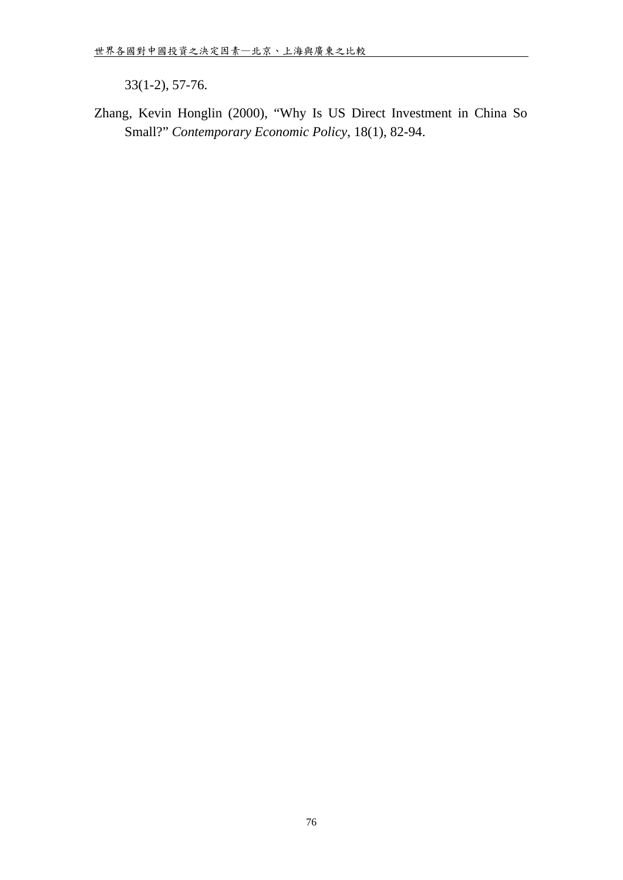33(1-2), 57-76.

Zhang, Kevin Honglin (2000), “Why Is US Direct Investment in China So Small?” *Contemporary Economic Policy*, 18(1), 82-94.